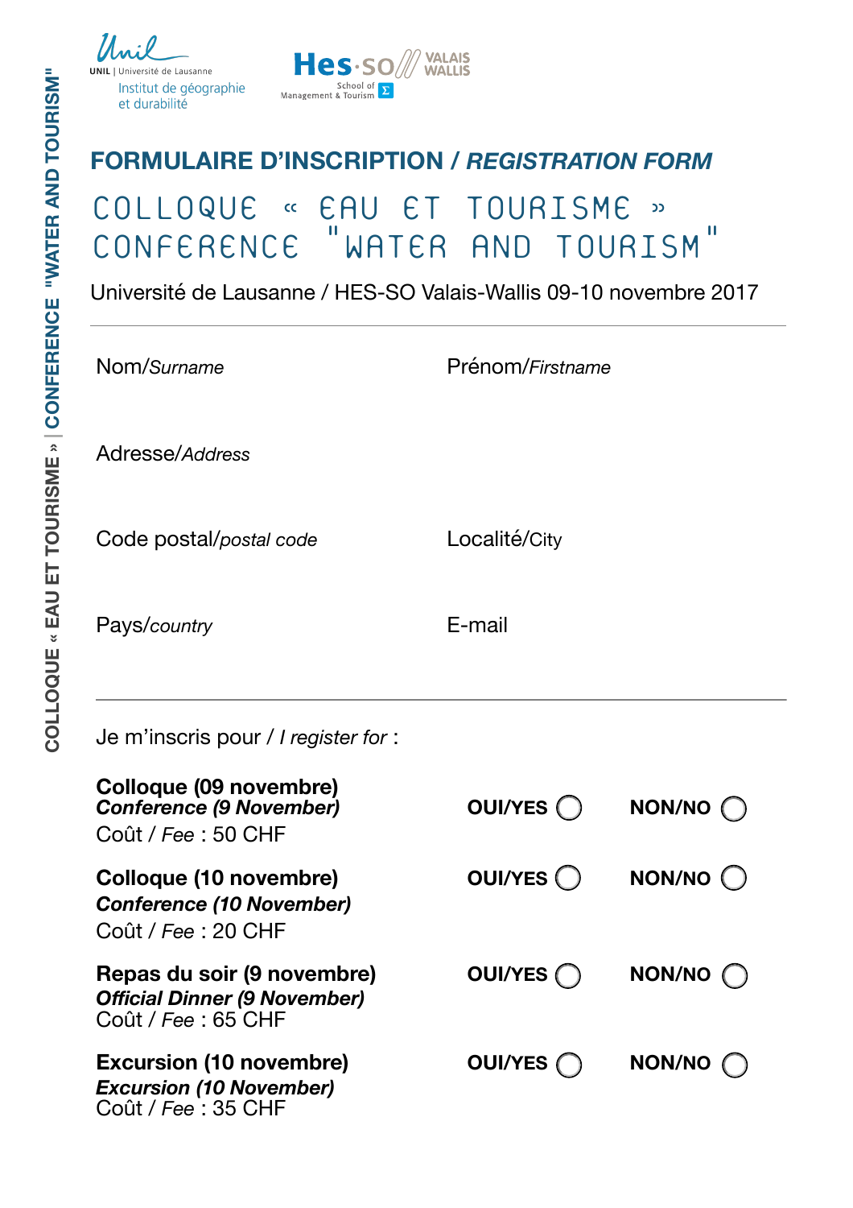UNIL | Université de Lausanne
Institut de géographie et durabilité

Hes·so Valais Wallis
School of Management & Tourism

# FORMULAIRE D'INSCRIPTION / *REGISTRATION FORM*

## COLLOQUE « EAU ET TOURISME »
## CONFERENCE "WATER AND TOURISM"

Université de Lausanne / HES-SO Valais-Wallis 09-10 novembre 2017

---

Nom/*Surname*

Prénom/*Firstname*

Adresse/*Address*

Code postal/*postal code*

Localité/City

Pays/*country*

E-mail

---

Je m'inscris pour / *I register for* :

| | | |
|---|---|---|
| **Colloque (09 novembre)**<br>***Conference (9 November)***<br>Coût / *Fee* : 50 CHF | **OUI/YES** ◯ | **NON/NO** ◯ |
| **Colloque (10 novembre)**<br>***Conference (10 November)***<br>Coût / *Fee* : 20 CHF | **OUI/YES** ◯ | **NON/NO** ◯ |
| **Repas du soir (9 novembre)**<br>***Official Dinner (9 November)***<br>Coût / *Fee* : 65 CHF | **OUI/YES** ◯ | **NON/NO** ◯ |
| **Excursion (10 novembre)**<br>***Excursion (10 November)***<br>Coût / *Fee* : 35 CHF | **OUI/YES** ◯ | **NON/NO** ◯ |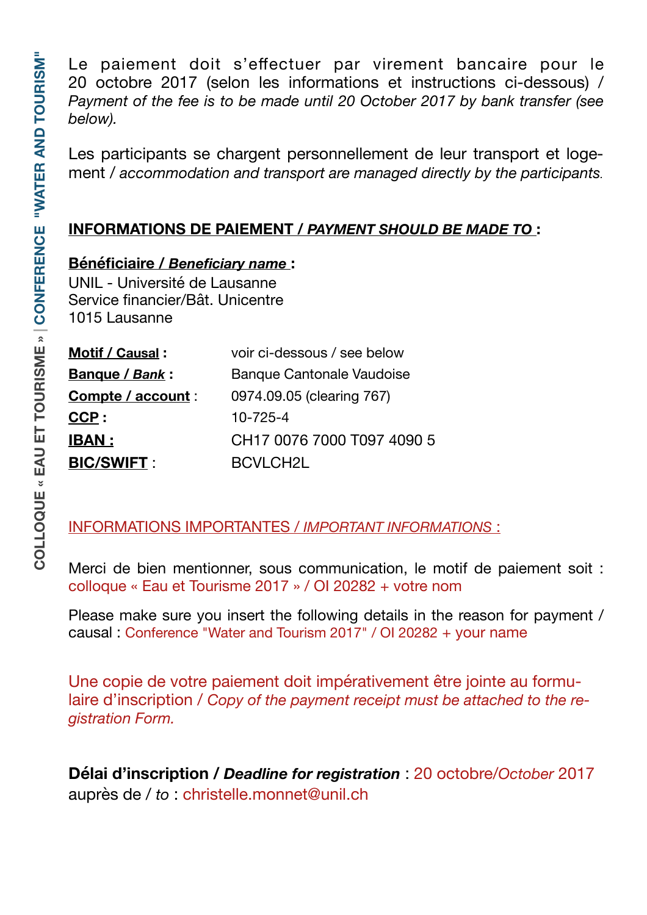Le paiement doit s'effectuer par virement bancaire pour le 20 octobre 2017 (selon les informations et instructions ci-dessous) / *Payment of the fee is to be made until 20 October 2017 by bank transfer (see below).*

Les participants se chargent personnellement de leur transport et logement / *accommodation and transport are managed directly by the participants.*

**INFORMATIONS DE PAIEMENT / *PAYMENT SHOULD BE MADE TO* :**

**Bénéficiaire / *Beneficiary name* :**
UNIL - Université de Lausanne
Service financier/Bât. Unicentre
1015 Lausanne

| | |
|---|---|
| **Motif / Causal :** | voir ci-dessous / see below |
| **Banque / *Bank* :** | Banque Cantonale Vaudoise |
| **Compte / account :** | 0974.09.05 (clearing 767) |
| **CCP :** | 10-725-4 |
| **IBAN :** | CH17 0076 7000 T097 4090 5 |
| **BIC/SWIFT :** | BCVLCH2L |

INFORMATIONS IMPORTANTES / *IMPORTANT INFORMATIONS* :

Merci de bien mentionner, sous communication, le motif de paiement soit : colloque « Eau et Tourisme 2017 » / OI 20282 + votre nom

Please make sure you insert the following details in the reason for payment / causal : Conference "Water and Tourism 2017" / OI 20282 + your name

Une copie de votre paiement doit impérativement être jointe au formulaire d'inscription / *Copy of the payment receipt must be attached to the registration Form.*

**Délai d'inscription / *Deadline for registration*** : 20 octobre/*October* 2017
auprès de / *to* : christelle.monnet@unil.ch